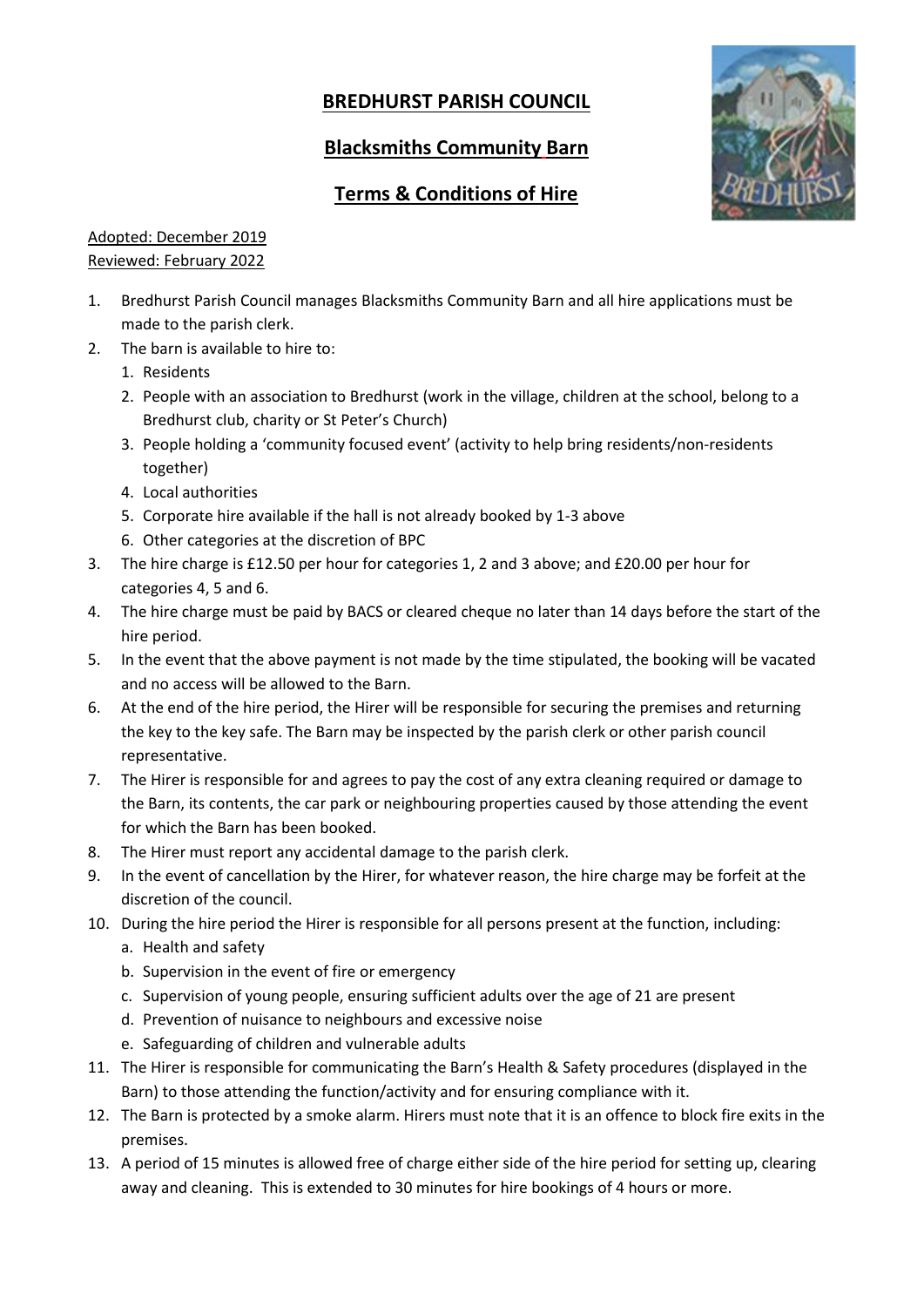# BREDHURST PARISH COUNCIL

## Blacksmiths Community Barn

## Terms & Conditions of Hire

Adopted: December 2019
Reviewed: February 2022

1. Bredhurst Parish Council manages Blacksmiths Community Barn and all hire applications must be made to the parish clerk.
2. The barn is available to hire to:
   1. Residents
   2. People with an association to Bredhurst (work in the village, children at the school, belong to a Bredhurst club, charity or St Peter's Church)
   3. People holding a 'community focused event' (activity to help bring residents/non-residents together)
   4. Local authorities
   5. Corporate hire available if the hall is not already booked by 1-3 above
   6. Other categories at the discretion of BPC
3. The hire charge is £12.50 per hour for categories 1, 2 and 3 above; and £20.00 per hour for categories 4, 5 and 6.
4. The hire charge must be paid by BACS or cleared cheque no later than 14 days before the start of the hire period.
5. In the event that the above payment is not made by the time stipulated, the booking will be vacated and no access will be allowed to the Barn.
6. At the end of the hire period, the Hirer will be responsible for securing the premises and returning the key to the key safe. The Barn may be inspected by the parish clerk or other parish council representative.
7. The Hirer is responsible for and agrees to pay the cost of any extra cleaning required or damage to the Barn, its contents, the car park or neighbouring properties caused by those attending the event for which the Barn has been booked.
8. The Hirer must report any accidental damage to the parish clerk.
9. In the event of cancellation by the Hirer, for whatever reason, the hire charge may be forfeit at the discretion of the council.
10. During the hire period the Hirer is responsible for all persons present at the function, including:
    a. Health and safety
    b. Supervision in the event of fire or emergency
    c. Supervision of young people, ensuring sufficient adults over the age of 21 are present
    d. Prevention of nuisance to neighbours and excessive noise
    e. Safeguarding of children and vulnerable adults
11. The Hirer is responsible for communicating the Barn's Health & Safety procedures (displayed in the Barn) to those attending the function/activity and for ensuring compliance with it.
12. The Barn is protected by a smoke alarm. Hirers must note that it is an offence to block fire exits in the premises.
13. A period of 15 minutes is allowed free of charge either side of the hire period for setting up, clearing away and cleaning. This is extended to 30 minutes for hire bookings of 4 hours or more.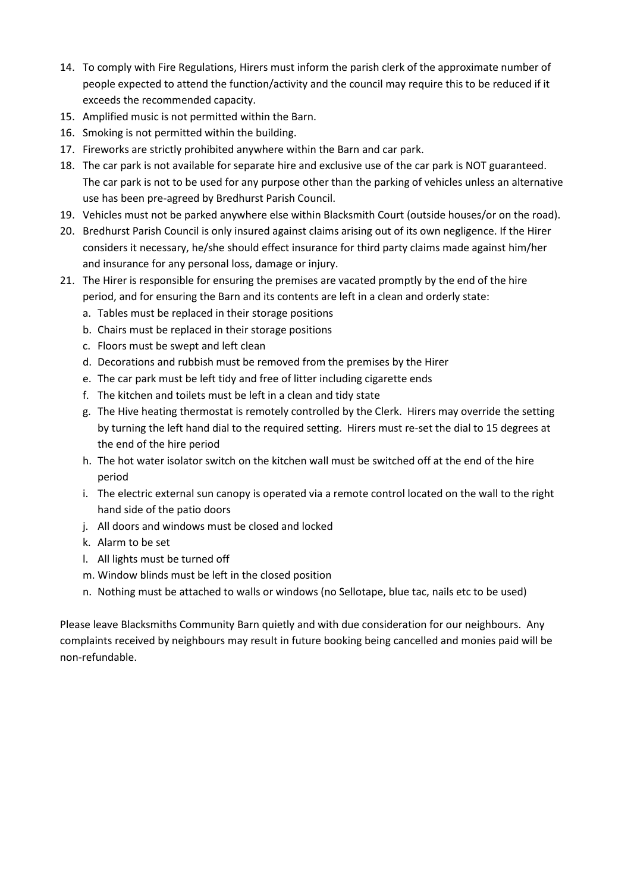14. To comply with Fire Regulations, Hirers must inform the parish clerk of the approximate number of people expected to attend the function/activity and the council may require this to be reduced if it exceeds the recommended capacity.
15. Amplified music is not permitted within the Barn.
16. Smoking is not permitted within the building.
17. Fireworks are strictly prohibited anywhere within the Barn and car park.
18. The car park is not available for separate hire and exclusive use of the car park is NOT guaranteed. The car park is not to be used for any purpose other than the parking of vehicles unless an alternative use has been pre-agreed by Bredhurst Parish Council.
19. Vehicles must not be parked anywhere else within Blacksmith Court (outside houses/or on the road).
20. Bredhurst Parish Council is only insured against claims arising out of its own negligence. If the Hirer considers it necessary, he/she should effect insurance for third party claims made against him/her and insurance for any personal loss, damage or injury.
21. The Hirer is responsible for ensuring the premises are vacated promptly by the end of the hire period, and for ensuring the Barn and its contents are left in a clean and orderly state:
    a. Tables must be replaced in their storage positions
    b. Chairs must be replaced in their storage positions
    c. Floors must be swept and left clean
    d. Decorations and rubbish must be removed from the premises by the Hirer
    e. The car park must be left tidy and free of litter including cigarette ends
    f. The kitchen and toilets must be left in a clean and tidy state
    g. The Hive heating thermostat is remotely controlled by the Clerk. Hirers may override the setting by turning the left hand dial to the required setting. Hirers must re-set the dial to 15 degrees at the end of the hire period
    h. The hot water isolator switch on the kitchen wall must be switched off at the end of the hire period
    i. The electric external sun canopy is operated via a remote control located on the wall to the right hand side of the patio doors
    j. All doors and windows must be closed and locked
    k. Alarm to be set
    l. All lights must be turned off
    m. Window blinds must be left in the closed position
    n. Nothing must be attached to walls or windows (no Sellotape, blue tac, nails etc to be used)

Please leave Blacksmiths Community Barn quietly and with due consideration for our neighbours. Any complaints received by neighbours may result in future booking being cancelled and monies paid will be non-refundable.